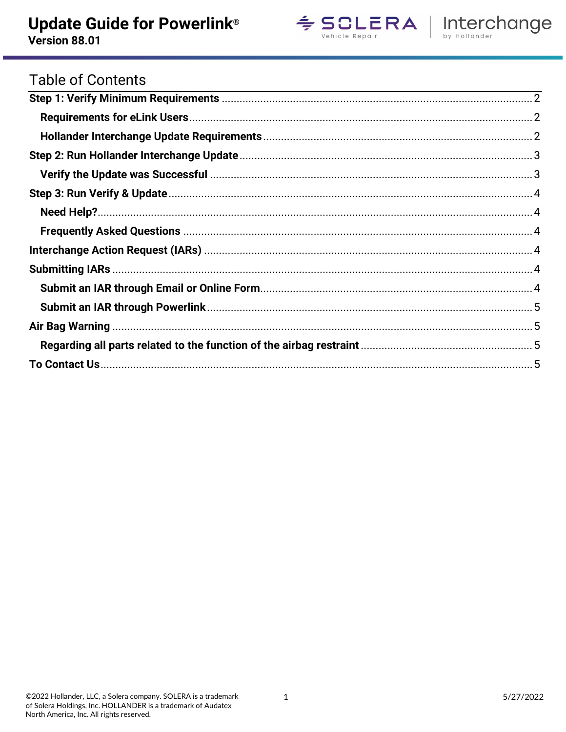# Update Guide for Powerlink®

**Version 88.01**

## Table of Contents

| | |
|---|---|
| **Step 1: Verify Minimum Requirements** | 2 |
| **Requirements for eLink Users** | 2 |
| **Hollander Interchange Update Requirements** | 2 |
| **Step 2: Run Hollander Interchange Update** | 3 |
| **Verify the Update was Successful** | 3 |
| **Step 3: Run Verify & Update** | 4 |
| **Need Help?** | 4 |
| **Frequently Asked Questions** | 4 |
| **Interchange Action Request (IARs)** | 4 |
| **Submitting IARs** | 4 |
| **Submit an IAR through Email or Online Form** | 4 |
| **Submit an IAR through Powerlink** | 5 |
| **Air Bag Warning** | 5 |
| **Regarding all parts related to the function of the airbag restraint** | 5 |
| **To Contact Us** | 5 |

©2022 Hollander, LLC, a Solera company. SOLERA is a trademark of Solera Holdings, Inc. HOLLANDER is a trademark of Audatex North America, Inc. All rights reserved.

5/27/2022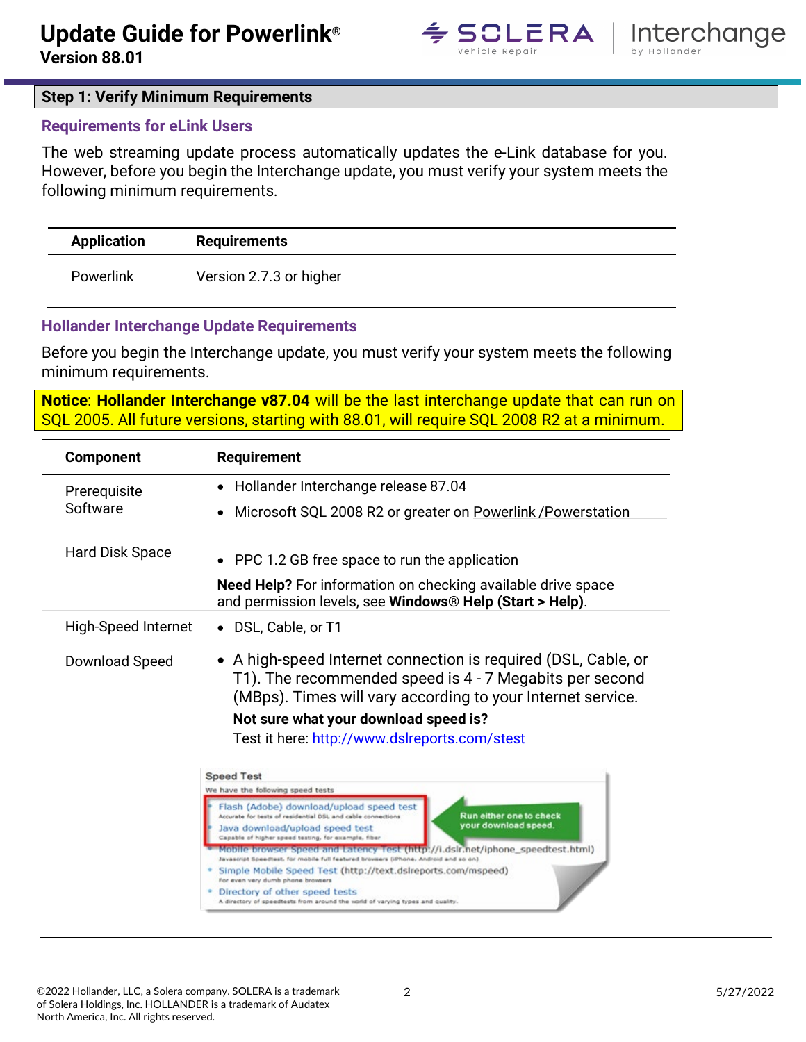## Step 1: Verify Minimum Requirements

### Requirements for eLink Users

The web streaming update process automatically updates the e-Link database for you. However, before you begin the Interchange update, you must verify your system meets the following minimum requirements.

| Application | Requirements |
|---|---|
| Powerlink | Version 2.7.3 or higher |

### Hollander Interchange Update Requirements

Before you begin the Interchange update, you must verify your system meets the following minimum requirements.

**Notice**: **Hollander Interchange v87.04** will be the last interchange update that can run on SQL 2005. All future versions, starting with 88.01, will require SQL 2008 R2 at a minimum.

| Component | Requirement |
|---|---|
| Prerequisite Software | • Hollander Interchange release 87.04<br>• Microsoft SQL 2008 R2 or greater on Powerlink /Powerstation |
| Hard Disk Space | • PPC 1.2 GB free space to run the application<br>**Need Help?** For information on checking available drive space and permission levels, see **Windows® Help (Start > Help)**. |
| High-Speed Internet | • DSL, Cable, or T1 |
| Download Speed | • A high-speed Internet connection is required (DSL, Cable, or T1). The recommended speed is 4 - 7 Megabits per second (MBps). Times will vary according to your Internet service.<br>**Not sure what your download speed is?**<br>Test it here: http://www.dslreports.com/stest |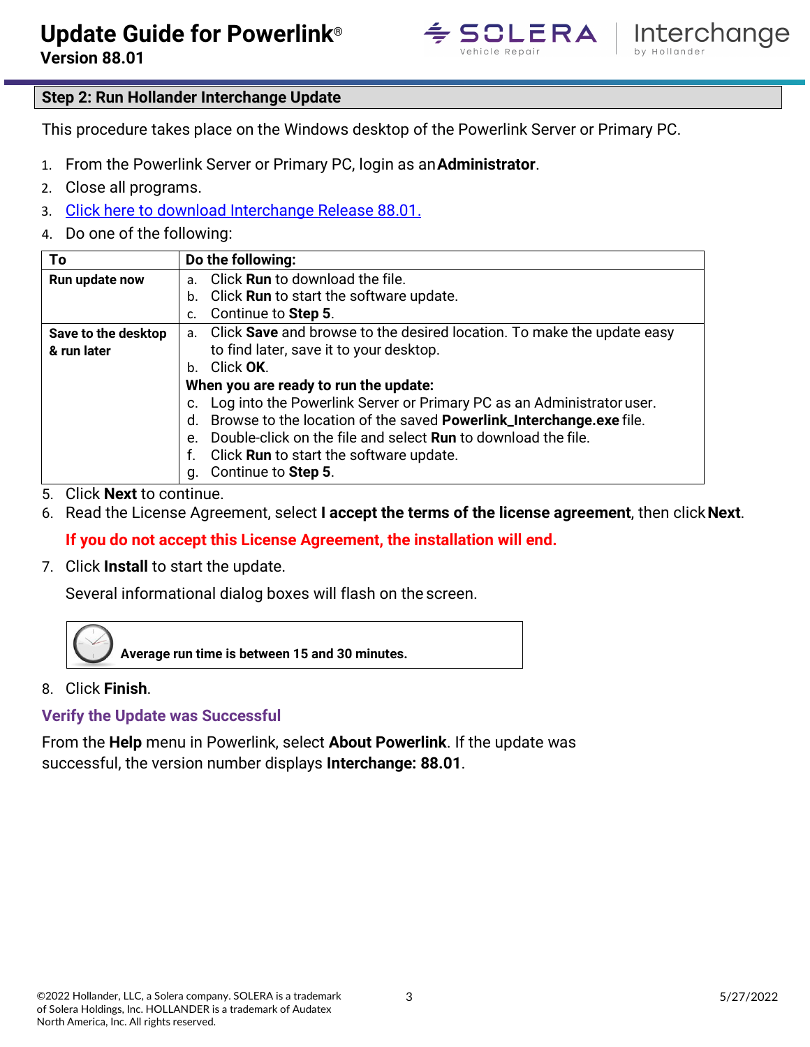## Step 2: Run Hollander Interchange Update

This procedure takes place on the Windows desktop of the Powerlink Server or Primary PC.

1. From the Powerlink Server or Primary PC, login as an **Administrator**.
2. Close all programs.
3. Click here to download Interchange Release 88.01.
4. Do one of the following:

| To | Do the following: |
|---|---|
| **Run update now** | a. Click **Run** to download the file.<br>b. Click **Run** to start the software update.<br>c. Continue to **Step 5**. |
| **Save to the desktop & run later** | a. Click **Save** and browse to the desired location. To make the update easy to find later, save it to your desktop.<br>b. Click **OK**.<br>**When you are ready to run the update:**<br>c. Log into the Powerlink Server or Primary PC as an Administrator user.<br>d. Browse to the location of the saved **Powerlink_Interchange.exe** file.<br>e. Double-click on the file and select **Run** to download the file.<br>f. Click **Run** to start the software update.<br>g. Continue to **Step 5**. |

5. Click **Next** to continue.
6. Read the License Agreement, select **I accept the terms of the license agreement**, then click **Next**.

   **If you do not accept this License Agreement, the installation will end.**

7. Click **Install** to start the update.

   Several informational dialog boxes will flash on the screen.

   **Average run time is between 15 and 30 minutes.**

8. Click **Finish**.

### Verify the Update was Successful

From the **Help** menu in Powerlink, select **About Powerlink**. If the update was successful, the version number displays **Interchange: 88.01**.

©2022 Hollander, LLC, a Solera company. SOLERA is a trademark of Solera Holdings, Inc. HOLLANDER is a trademark of Audatex North America, Inc. All rights reserved.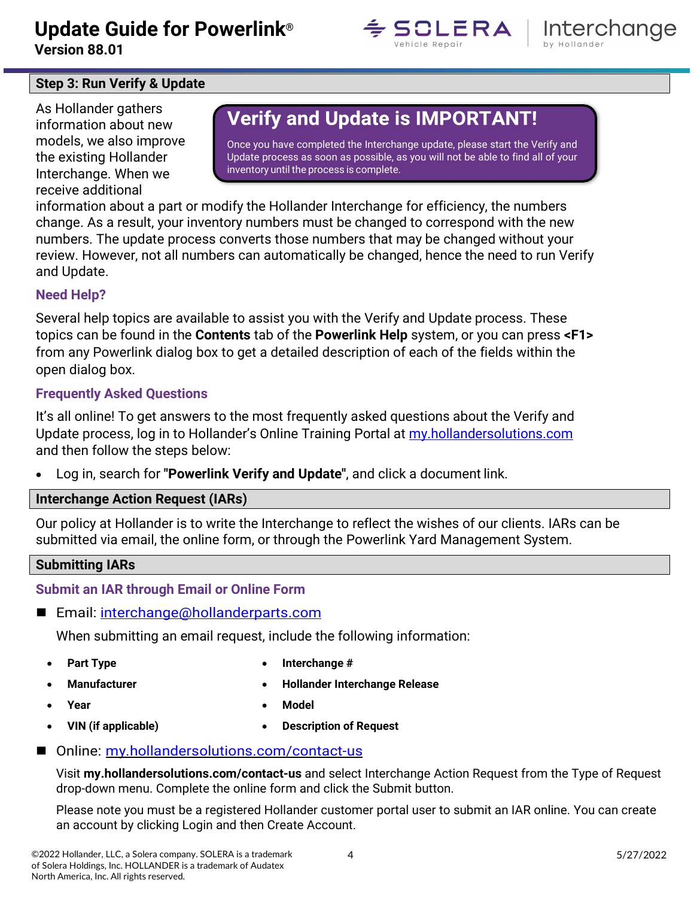## Step 3: Run Verify & Update

> **Verify and Update is IMPORTANT!**
>
> Once you have completed the Interchange update, please start the Verify and Update process as soon as possible, as you will not be able to find all of your inventory until the process is complete.

As Hollander gathers information about new models, we also improve the existing Hollander Interchange. When we receive additional information about a part or modify the Hollander Interchange for efficiency, the numbers change. As a result, your inventory numbers must be changed to correspond with the new numbers. The update process converts those numbers that may be changed without your review. However, not all numbers can automatically be changed, hence the need to run Verify and Update.

### Need Help?

Several help topics are available to assist you with the Verify and Update process. These topics can be found in the **Contents** tab of the **Powerlink Help** system, or you can press **<F1>** from any Powerlink dialog box to get a detailed description of each of the fields within the open dialog box.

### Frequently Asked Questions

It's all online! To get answers to the most frequently asked questions about the Verify and Update process, log in to Hollander's Online Training Portal at my.hollandersolutions.com and then follow the steps below:

- Log in, search for **"Powerlink Verify and Update"**, and click a document link.

## Interchange Action Request (IARs)

Our policy at Hollander is to write the Interchange to reflect the wishes of our clients. IARs can be submitted via email, the online form, or through the Powerlink Yard Management System.

## Submitting IARs

### Submit an IAR through Email or Online Form

- Email: interchange@hollanderparts.com

  When submitting an email request, include the following information:

  - **Part Type**
  - **Manufacturer**
  - **Year**
  - **VIN (if applicable)**
  - **Interchange #**
  - **Hollander Interchange Release**
  - **Model**
  - **Description of Request**

- Online: my.hollandersolutions.com/contact-us

  Visit **my.hollandersolutions.com/contact-us** and select Interchange Action Request from the Type of Request drop-down menu. Complete the online form and click the Submit button.

  Please note you must be a registered Hollander customer portal user to submit an IAR online. You can create an account by clicking Login and then Create Account.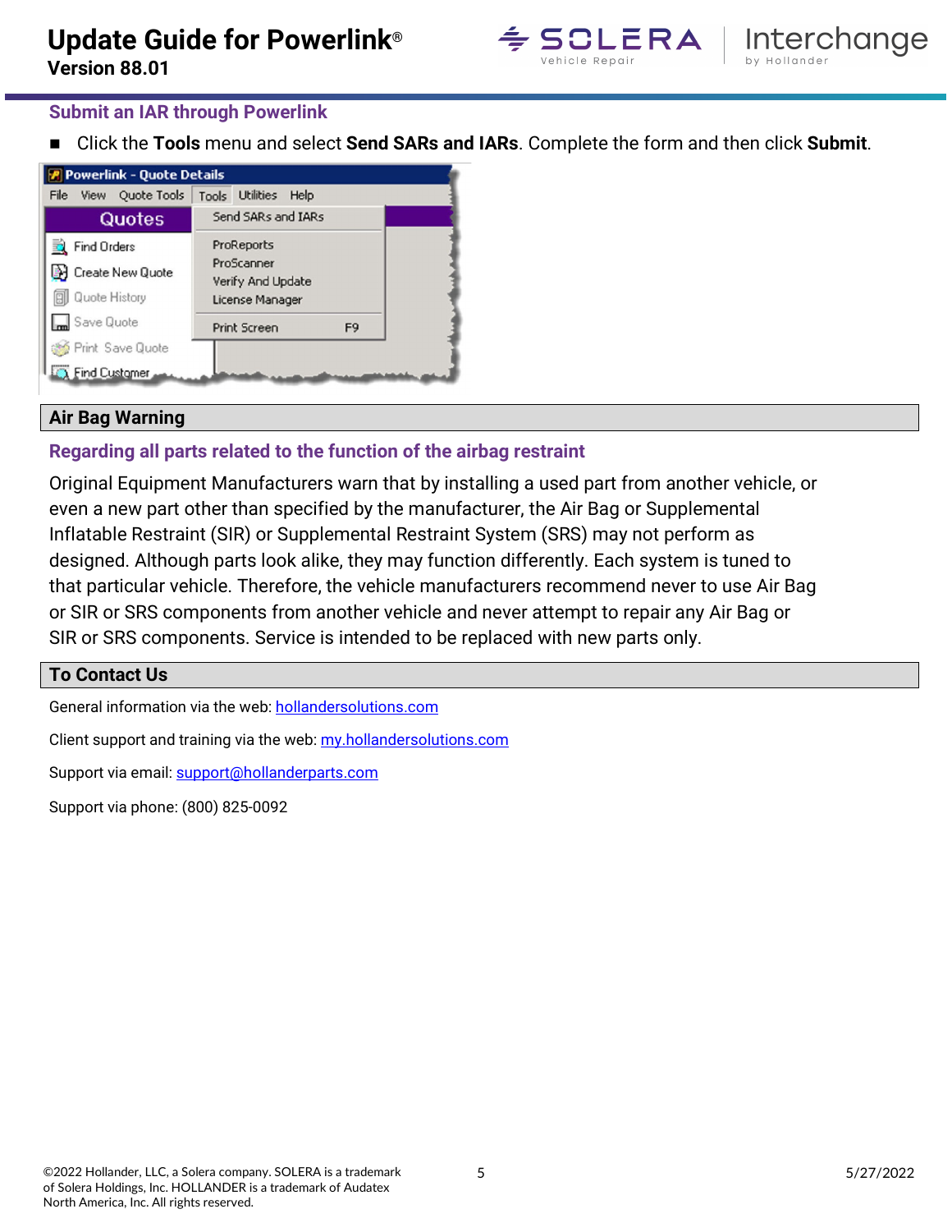## Submit an IAR through Powerlink

- Click the **Tools** menu and select **Send SARs and IARs**. Complete the form and then click **Submit**.

## Air Bag Warning

### Regarding all parts related to the function of the airbag restraint

Original Equipment Manufacturers warn that by installing a used part from another vehicle, or even a new part other than specified by the manufacturer, the Air Bag or Supplemental Inflatable Restraint (SIR) or Supplemental Restraint System (SRS) may not perform as designed. Although parts look alike, they may function differently. Each system is tuned to that particular vehicle. Therefore, the vehicle manufacturers recommend never to use Air Bag or SIR or SRS components from another vehicle and never attempt to repair any Air Bag or SIR or SRS components. Service is intended to be replaced with new parts only.

## To Contact Us

General information via the web: hollandersolutions.com

Client support and training via the web: my.hollandersolutions.com

Support via email: support@hollanderparts.com

Support via phone: (800) 825-0092

©2022 Hollander, LLC, a Solera company. SOLERA is a trademark of Solera Holdings, Inc. HOLLANDER is a trademark of Audatex North America, Inc. All rights reserved.

5/27/2022